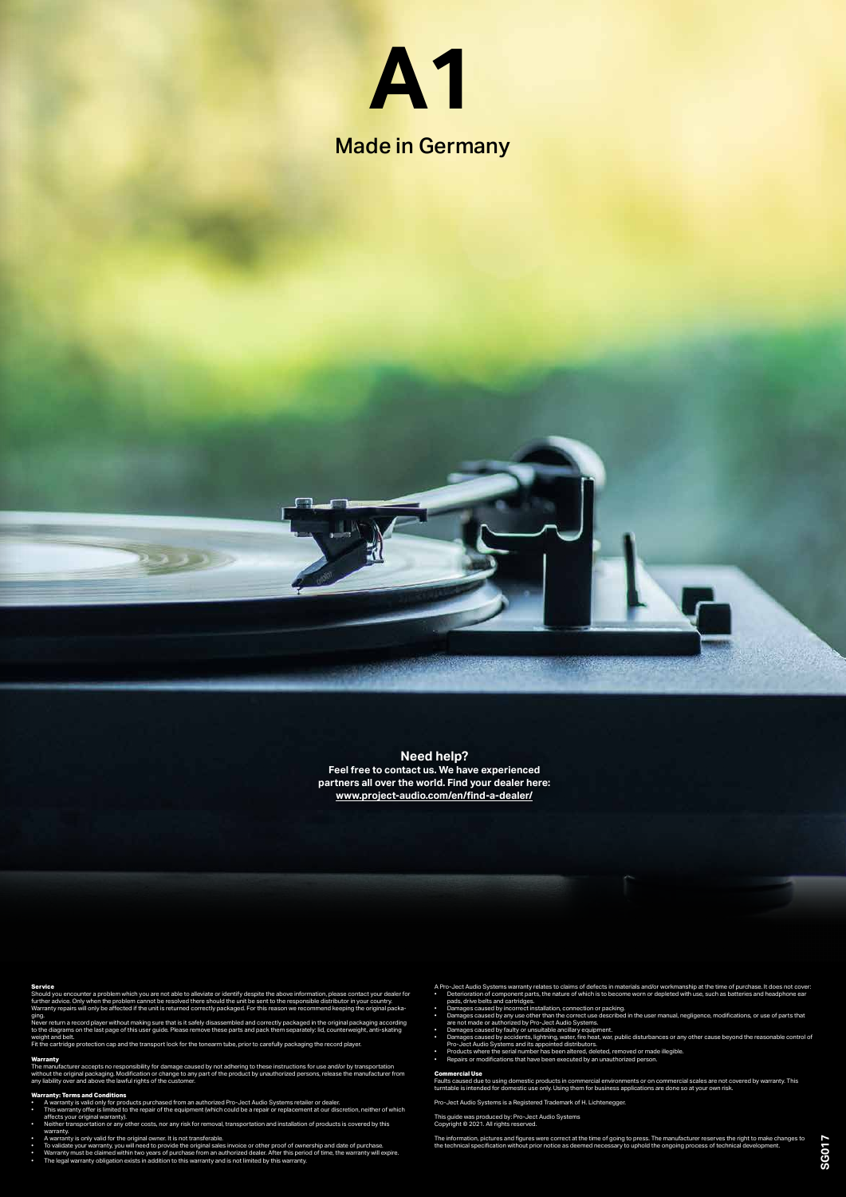# A1

## Made in Germany

**Need help?**
**Feel free to contact us. We have experienced partners all over the world. Find your dealer here:**
**www.project-audio.com/en/find-a-dealer/**

**Service**
Should you encounter a problem which you are not able to alleviate or identify despite the above information, please contact your dealer for further advice. Only when the problem cannot be resolved there should the unit be sent to the responsible distributor in your country. Warranty repairs will only be affected if the unit is returned correctly packaged. For this reason we recommend keeping the original packaging.
Never return a record player without making sure that is it safely disassembled and correctly packaged in the original packaging according to the diagrams on the last page of this user guide. Please remove these parts and pack them separately: lid, counterweight, anti-skating weight and belt.
Fit the cartridge protection cap and the transport lock for the tonearm tube, prior to carefully packaging the record player.

**Warranty**
The manufacturer accepts no responsibility for damage caused by not adhering to these instructions for use and/or by transportation without the original packaging. Modification or change to any part of the product by unauthorized persons, release the manufacturer from any liability over and above the lawful rights of the customer.

**Warranty: Terms and Conditions**
- A warranty is valid only for products purchased from an authorized Pro-Ject Audio Systems retailer or dealer.
- This warranty offer is limited to the repair of the equipment (which could be a repair or replacement at our discretion, neither of which affects your original warranty).
- Neither transportation or any other costs, nor any risk for removal, transportation and installation of products is covered by this warranty.
- A warranty is only valid for the original owner. It is not transferable.
- To validate your warranty, you will need to provide the original sales invoice or other proof of ownership and date of purchase.
- Warranty must be claimed within two years of purchase from an authorized dealer. After this period of time, the warranty will expire.
- The legal warranty obligation exists in addition to this warranty and is not limited by this warranty.

A Pro-Ject Audio Systems warranty relates to claims of defects in materials and/or workmanship at the time of purchase. It does not cover:
- Deterioration of component parts, the nature of which is to become worn or depleted with use, such as batteries and headphone ear pads, drive belts and cartridges.
- Damages caused by incorrect installation, connection or packing.
- Damages caused by any use other than the correct use described in the user manual, negligence, modifications, or use of parts that are not made or authorized by Pro-Ject Audio Systems.
- Damages caused by faulty or unsuitable ancillary equipment.
- Damages caused by accidents, lightning, water, fire heat, war, public disturbances or any other cause beyond the reasonable control of Pro-Ject Audio Systems and its appointed distributors.
- Products where the serial number has been altered, deleted, removed or made illegible.
- Repairs or modifications that have been executed by an unauthorized person.

**Commercial Use**
Faults caused due to using domestic products in commercial environments or on commercial scales are not covered by warranty. This turntable is intended for domestic use only. Using them for business applications are done so at your own risk.

Pro-Ject Audio Systems is a Registered Trademark of H. Lichtenegger.

This guide was produced by: Pro-Ject Audio Systems
Copyright © 2021. All rights reserved.

The information, pictures and figures were correct at the time of going to press. The manufacturer reserves the right to make changes to the technical specification without prior notice as deemed necessary to uphold the ongoing process of technical development.

SG017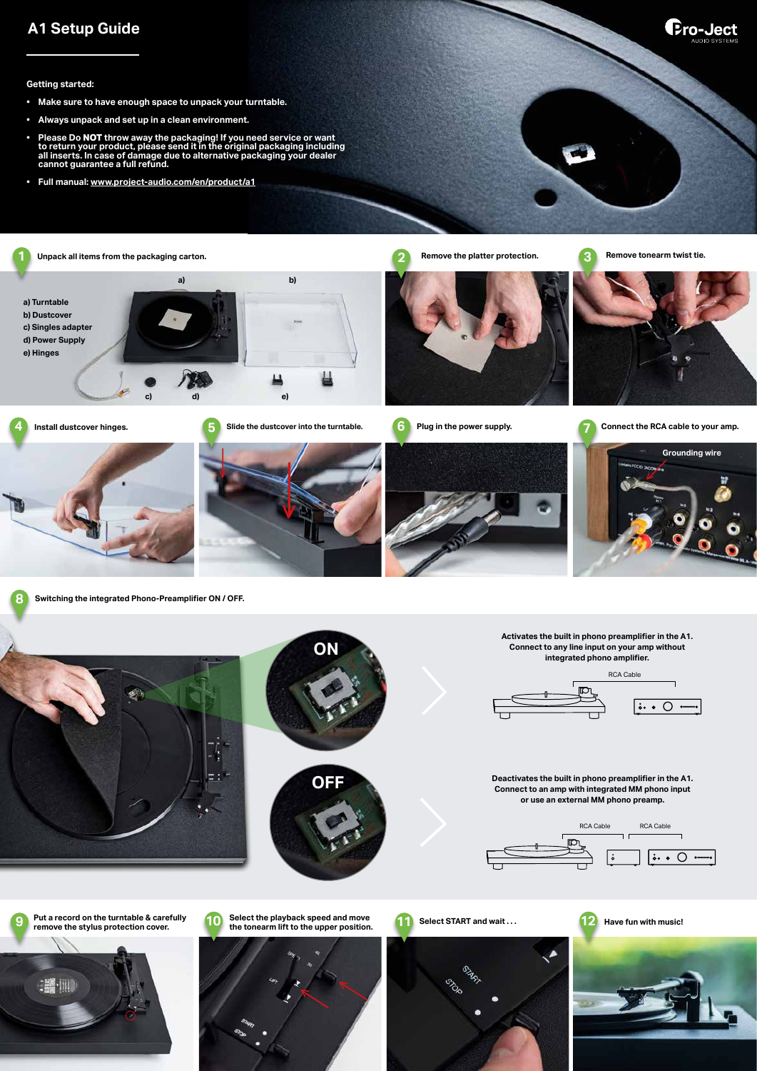# A1 Setup Guide

Pro-Ject AUDIO SYSTEMS

**Getting started:**

- **Make sure to have enough space to unpack your turntable.**
- **Always unpack and set up in a clean environment.**
- **Please Do NOT throw away the packaging! If you need service or want to return your product, please send it in the original packaging including all inserts. In case of damage due to alternative packaging your dealer cannot guarantee a full refund.**
- **Full manual: www.project-audio.com/en/product/a1**

**1** Unpack all items from the packaging carton.

a) Turntable
b) Dustcover
c) Singles adapter
d) Power Supply
e) Hinges

**2** Remove the platter protection.

**3** Remove tonearm twist tie.

**4** Install dustcover hinges.

**5** Slide the dustcover into the turntable.

**6** Plug in the power supply.

**7** Connect the RCA cable to your amp.

Grounding wire

**8** Switching the integrated Phono-Preamplifier ON / OFF.

**ON**

Activates the built in phono preamplifier in the A1. Connect to any line input on your amp without integrated phono amplifier.

RCA Cable

**OFF**

Deactivates the built in phono preamplifier in the A1. Connect to an amp with integrated MM phono input or use an external MM phono preamp.

RCA Cable

RCA Cable

**9** Put a record on the turntable & carefully remove the stylus protection cover.

**10** Select the playback speed and move the tonearm lift to the upper position.

**11** Select START and wait . . .

**12** Have fun with music!